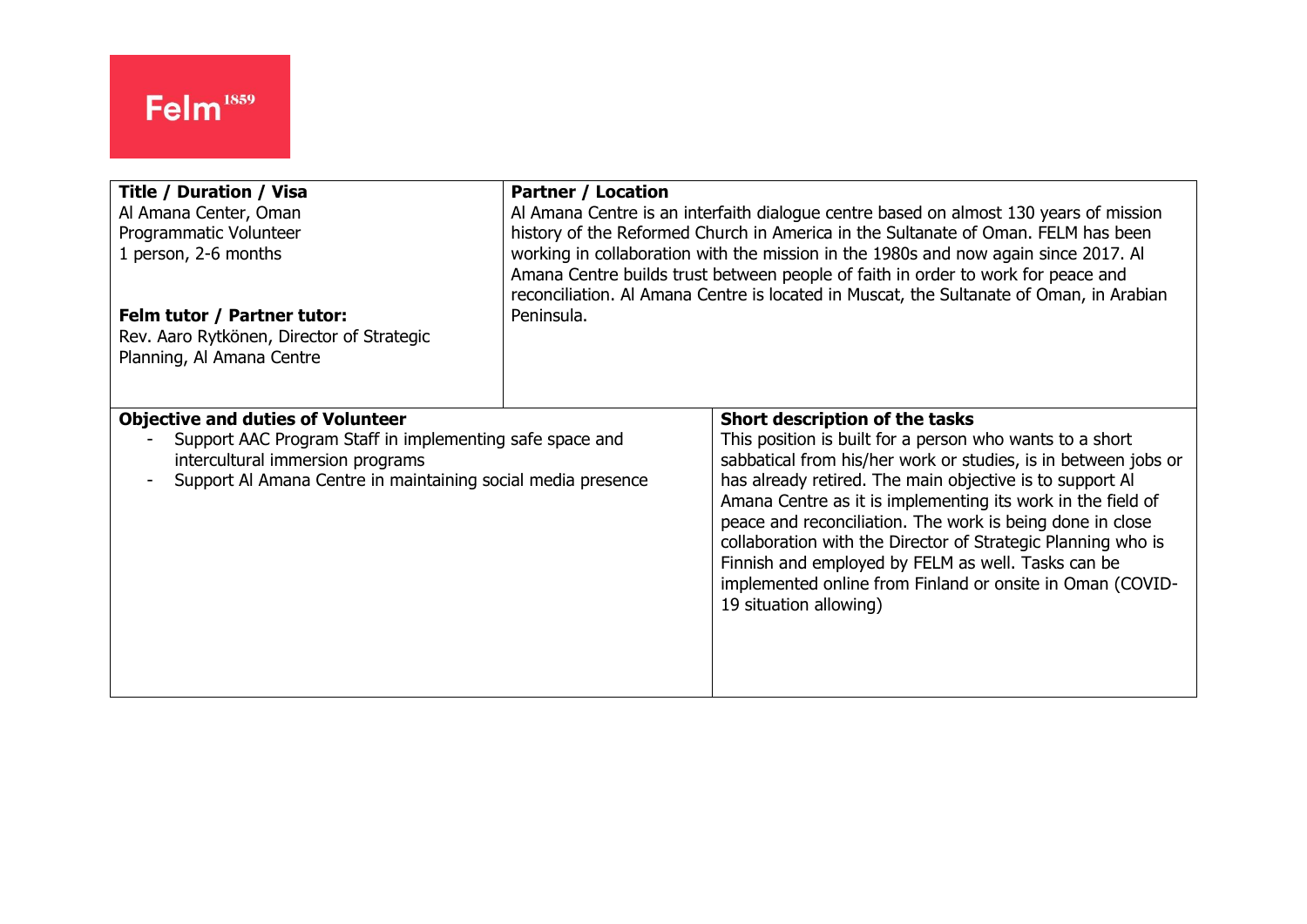Felm[1859]

| **Title / Duration / Visa**<br>Al Amana Center, Oman<br>Programmatic Volunteer<br>1 person, 2-6 months<br><br>**Felm tutor / Partner tutor:**<br>Rev. Aaro Rytkönen, Director of Strategic Planning, Al Amana Centre | **Partner / Location**<br>Al Amana Centre is an interfaith dialogue centre based on almost 130 years of mission history of the Reformed Church in America in the Sultanate of Oman. FELM has been working in collaboration with the mission in the 1980s and now again since 2017. Al Amana Centre builds trust between people of faith in order to work for peace and reconciliation. Al Amana Centre is located in Muscat, the Sultanate of Oman, in Arabian Peninsula. |
|---|---|
| **Objective and duties of Volunteer**<br>- Support AAC Program Staff in implementing safe space and intercultural immersion programs<br>- Support Al Amana Centre in maintaining social media presence | **Short description of the tasks**<br>This position is built for a person who wants to a short sabbatical from his/her work or studies, is in between jobs or has already retired. The main objective is to support Al Amana Centre as it is implementing its work in the field of peace and reconciliation. The work is being done in close collaboration with the Director of Strategic Planning who is Finnish and employed by FELM as well. Tasks can be implemented online from Finland or onsite in Oman (COVID-19 situation allowing) |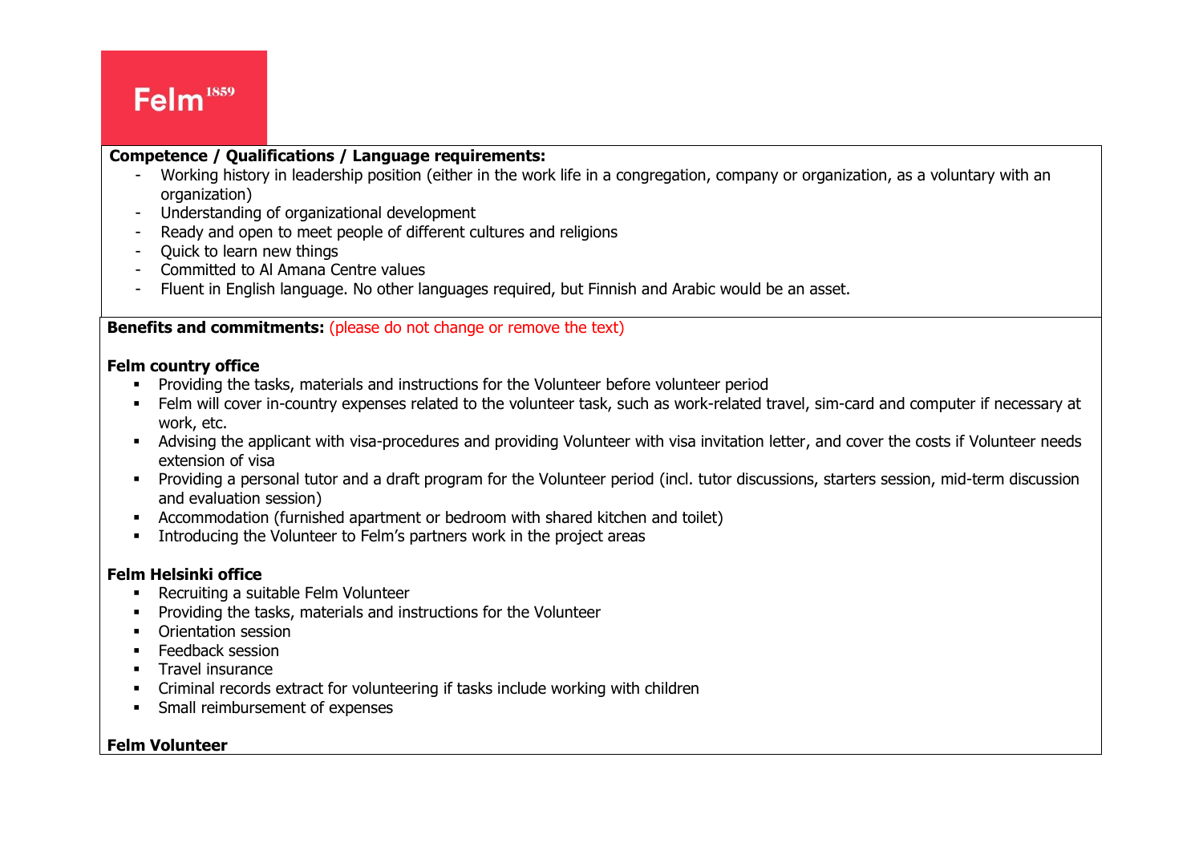**Competence / Qualifications / Language requirements:**

- Working history in leadership position (either in the work life in a congregation, company or organization, as a voluntary with an organization)
- Understanding of organizational development
- Ready and open to meet people of different cultures and religions
- Quick to learn new things
- Committed to Al Amana Centre values
- Fluent in English language. No other languages required, but Finnish and Arabic would be an asset.

**Benefits and commitments:** (please do not change or remove the text)

**Felm country office**

- Providing the tasks, materials and instructions for the Volunteer before volunteer period
- Felm will cover in-country expenses related to the volunteer task, such as work-related travel, sim-card and computer if necessary at work, etc.
- Advising the applicant with visa-procedures and providing Volunteer with visa invitation letter, and cover the costs if Volunteer needs extension of visa
- Providing a personal tutor and a draft program for the Volunteer period (incl. tutor discussions, starters session, mid-term discussion and evaluation session)
- Accommodation (furnished apartment or bedroom with shared kitchen and toilet)
- Introducing the Volunteer to Felm's partners work in the project areas

**Felm Helsinki office**

- Recruiting a suitable Felm Volunteer
- Providing the tasks, materials and instructions for the Volunteer
- Orientation session
- Feedback session
- Travel insurance
- Criminal records extract for volunteering if tasks include working with children
- Small reimbursement of expenses

**Felm Volunteer**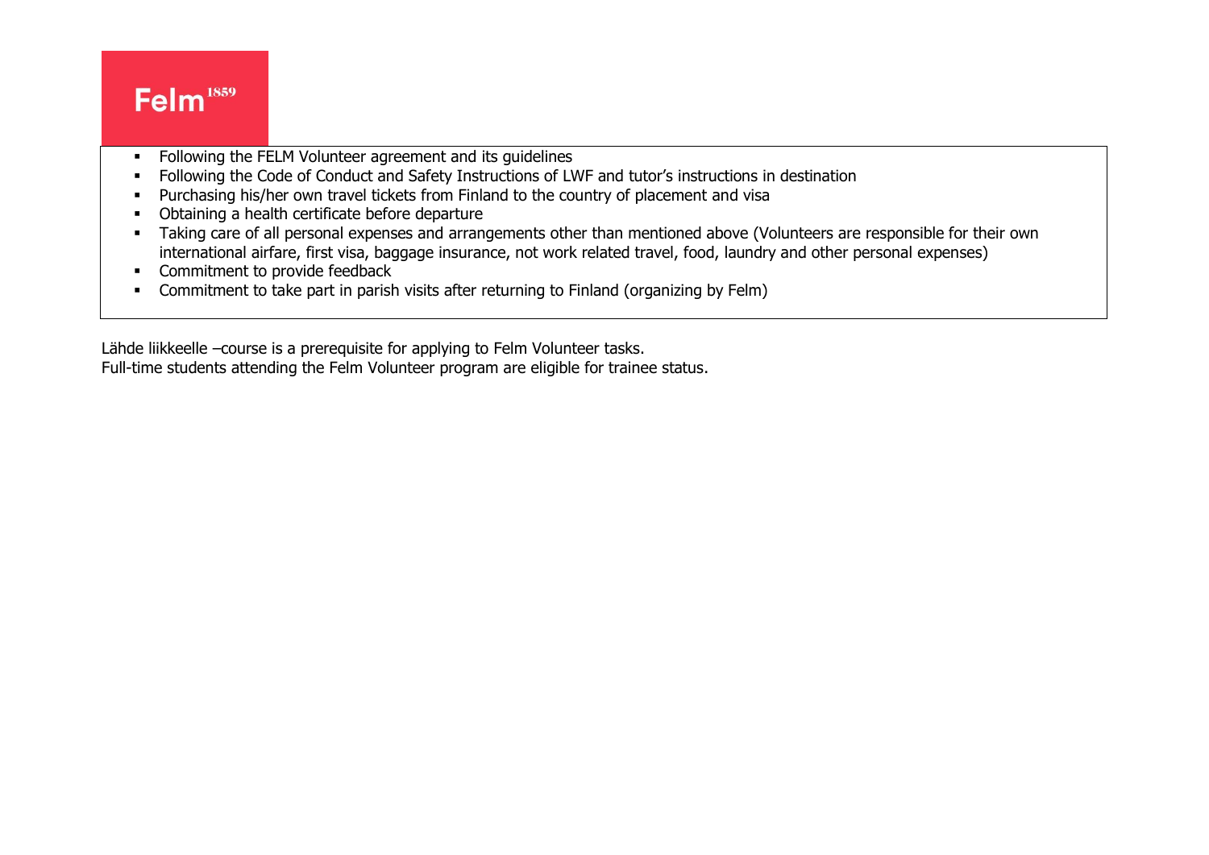- Following the FELM Volunteer agreement and its guidelines
- Following the Code of Conduct and Safety Instructions of LWF and tutor's instructions in destination
- Purchasing his/her own travel tickets from Finland to the country of placement and visa
- Obtaining a health certificate before departure
- Taking care of all personal expenses and arrangements other than mentioned above (Volunteers are responsible for their own international airfare, first visa, baggage insurance, not work related travel, food, laundry and other personal expenses)
- Commitment to provide feedback
- Commitment to take part in parish visits after returning to Finland (organizing by Felm)

Lähde liikkeelle –course is a prerequisite for applying to Felm Volunteer tasks.
Full-time students attending the Felm Volunteer program are eligible for trainee status.